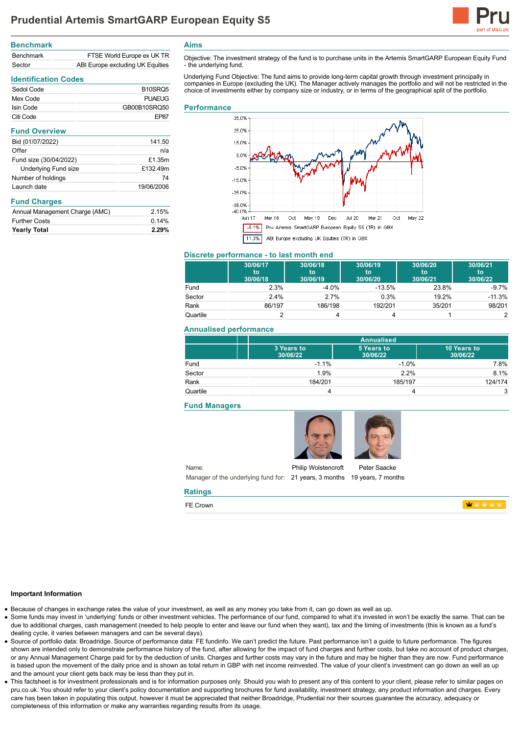# Prudential Artemis SmartGARP European Equity S5

## Benchmark

| | |
|---|---|
| Benchmark | FTSE World Europe ex UK TR |
| Sector | ABI Europe excluding UK Equities |

## Identification Codes

| | |
|---|---|
| Sedol Code | B10SRQ5 |
| Mex Code | PUAEUG |
| Isin Code | GB00B10SRQ50 |
| Citi Code | EP87 |

## Fund Overview

| | |
|---|---|
| Bid (01/07/2022) | 141.50 |
| Offer | n/a |
| Fund size (30/04/2022) | £1.35m |
| Underlying Fund size | £132.49m |
| Number of holdings | 74 |
| Launch date | 19/06/2006 |

## Fund Charges

| | |
|---|---|
| Annual Management Charge (AMC) | 2.15% |
| Further Costs | 0.14% |
| **Yearly Total** | **2.29%** |

## Aims

Objective: The investment strategy of the fund is to purchase units in the Artemis SmartGARP European Equity Fund - the underlying fund.

Underlying Fund Objective: The fund aims to provide long-term capital growth through investment principally in companies in Europe (excluding the UK). The Manager actively manages the portfolio and will not be restricted in the choice of investments either by company size or industry, or in terms of the geographical split of the portfolio.

## Performance

-5.1% Pru Artemis SmartGARP European Equity S5 (TR) in GBX

11.3% ABI Europe excluding UK Equities (TR) in GBX

## Discrete performance - to last month end

| | 30/06/17 to 30/06/18 | 30/06/18 to 30/06/19 | 30/06/19 to 30/06/20 | 30/06/20 to 30/06/21 | 30/06/21 to 30/06/22 |
|---|---|---|---|---|---|
| Fund | 2.3% | -4.0% | -13.5% | 23.8% | -9.7% |
| Sector | 2.4% | 2.7% | 0.3% | 19.2% | -11.3% |
| Rank | 86/197 | 186/198 | 192/201 | 35/201 | 98/201 |
| Quartile | 2 | 4 | 4 | 1 | 2 |

## Annualised performance

| | Annualised | | |
|---|---|---|---|
| | 3 Years to 30/06/22 | 5 Years to 30/06/22 | 10 Years to 30/06/22 |
| Fund | -1.1% | -1.0% | 7.8% |
| Sector | 1.9% | 2.2% | 8.1% |
| Rank | 184/201 | 185/197 | 124/174 |
| Quartile | 4 | 4 | 3 |

## Fund Managers

| | | |
|---|---|---|
| Name: | Philip Wolstencroft | Peter Saacke |
| Manager of the underlying fund for: | 21 years, 3 months | 19 years, 7 months |

## Ratings

FE Crown

### Important Information

- Because of changes in exchange rates the value of your investment, as well as any money you take from it, can go down as well as up.
- Some funds may invest in 'underlying' funds or other investment vehicles. The performance of our fund, compared to what it's invested in won't be exactly the same. That can be due to additional charges, cash management (needed to help people to enter and leave our fund when they want), tax and the timing of investments (this is known as a fund's dealing cycle, it varies between managers and can be several days).
- Source of portfolio data: Broadridge. Source of performance data: FE fundinfo. We can't predict the future. Past performance isn't a guide to future performance. The figures shown are intended only to demonstrate performance history of the fund, after allowing for the impact of fund charges and further costs, but take no account of product charges, or any Annual Management Charge paid for by the deduction of units. Charges and further costs may vary in the future and may be higher than they are now. Fund performance is based upon the movement of the daily price and is shown as total return in GBP with net income reinvested. The value of your client's investment can go down as well as up and the amount your client gets back may be less than they put in.
- This factsheet is for investment professionals and is for information purposes only. Should you wish to present any of this content to your client, please refer to similar pages on pru.co.uk. You should refer to your client's policy documentation and supporting brochures for fund availability, investment strategy, any product information and charges. Every care has been taken in populating this output, however it must be appreciated that neither Broadridge, Prudential nor their sources guarantee the accuracy, adequacy or completeness of this information or make any warranties regarding results from its usage.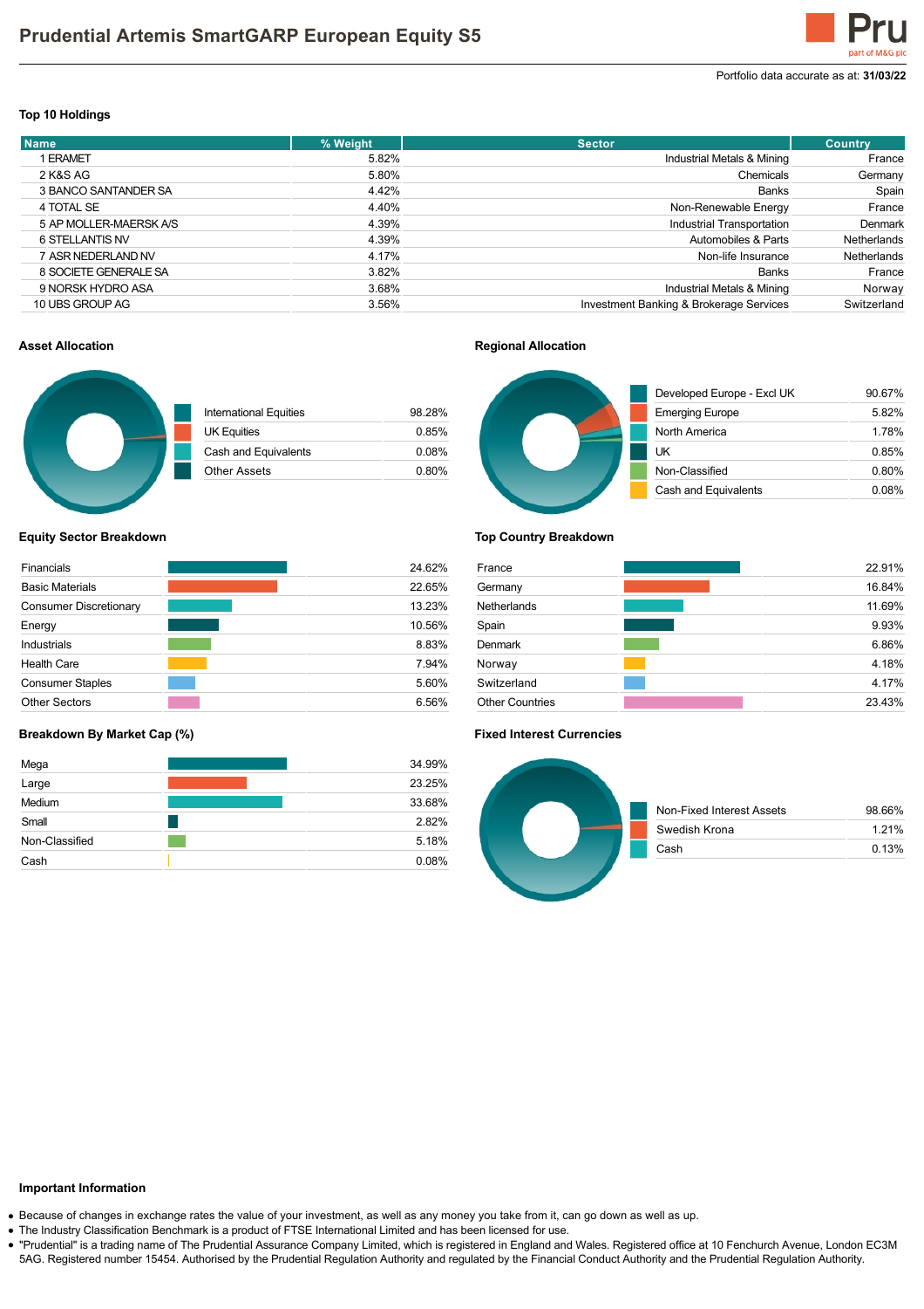# Prudential Artemis SmartGARP European Equity S5

Portfolio data accurate as at: **31/03/22**

### Top 10 Holdings

| Name | % Weight | Sector | Country |
|---|---|---|---|
| 1 ERAMET | 5.82% | Industrial Metals & Mining | France |
| 2 K&S AG | 5.80% | Chemicals | Germany |
| 3 BANCO SANTANDER SA | 4.42% | Banks | Spain |
| 4 TOTAL SE | 4.40% | Non-Renewable Energy | France |
| 5 AP MOLLER-MAERSK A/S | 4.39% | Industrial Transportation | Denmark |
| 6 STELLANTIS NV | 4.39% | Automobiles & Parts | Netherlands |
| 7 ASR NEDERLAND NV | 4.17% | Non-life Insurance | Netherlands |
| 8 SOCIETE GENERALE SA | 3.82% | Banks | France |
| 9 NORSK HYDRO ASA | 3.68% | Industrial Metals & Mining | Norway |
| 10 UBS GROUP AG | 3.56% | Investment Banking & Brokerage Services | Switzerland |

### Asset Allocation

International Equities 98.28%
UK Equities 0.85%
Cash and Equivalents 0.08%
Other Assets 0.80%

### Regional Allocation

Developed Europe - Excl UK 90.67%
Emerging Europe 5.82%
North America 1.78%
UK 0.85%
Non-Classified 0.80%
Cash and Equivalents 0.08%

### Equity Sector Breakdown

Financials 24.62%
Basic Materials 22.65%
Consumer Discretionary 13.23%
Energy 10.56%
Industrials 8.83%
Health Care 7.94%
Consumer Staples 5.60%
Other Sectors 6.56%

### Top Country Breakdown

France 22.91%
Germany 16.84%
Netherlands 11.69%
Spain 9.93%
Denmark 6.86%
Norway 4.18%
Switzerland 4.17%
Other Countries 23.43%

### Breakdown By Market Cap (%)

Mega 34.99%
Large 23.25%
Medium 33.68%
Small 2.82%
Non-Classified 5.18%
Cash 0.08%

### Fixed Interest Currencies

Non-Fixed Interest Assets 98.66%
Swedish Krona 1.21%
Cash 0.13%

### Important Information

- Because of changes in exchange rates the value of your investment, as well as any money you take from it, can go down as well as up.
- The Industry Classification Benchmark is a product of FTSE International Limited and has been licensed for use.
- "Prudential" is a trading name of The Prudential Assurance Company Limited, which is registered in England and Wales. Registered office at 10 Fenchurch Avenue, London EC3M 5AG. Registered number 15454. Authorised by the Prudential Regulation Authority and regulated by the Financial Conduct Authority and the Prudential Regulation Authority.